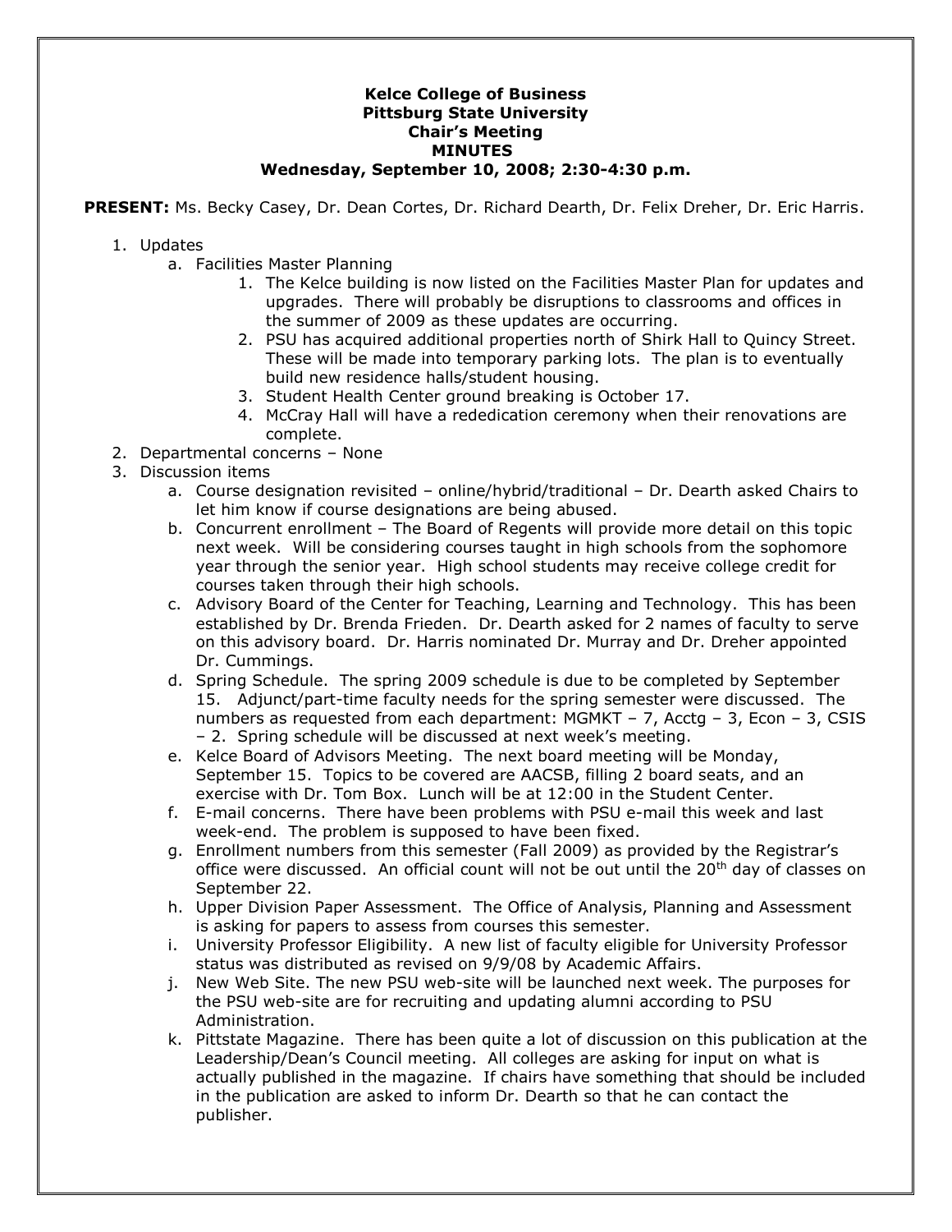**Kelce College of Business**
**Pittsburg State University**
**Chair's Meeting**
**MINUTES**
**Wednesday, September 10, 2008; 2:30-4:30 p.m.**

**PRESENT:** Ms. Becky Casey, Dr. Dean Cortes, Dr. Richard Dearth, Dr. Felix Dreher, Dr. Eric Harris.

1. Updates
   a. Facilities Master Planning
      1. The Kelce building is now listed on the Facilities Master Plan for updates and upgrades. There will probably be disruptions to classrooms and offices in the summer of 2009 as these updates are occurring.
      2. PSU has acquired additional properties north of Shirk Hall to Quincy Street. These will be made into temporary parking lots. The plan is to eventually build new residence halls/student housing.
      3. Student Health Center ground breaking is October 17.
      4. McCray Hall will have a rededication ceremony when their renovations are complete.
2. Departmental concerns – None
3. Discussion items
   a. Course designation revisited – online/hybrid/traditional – Dr. Dearth asked Chairs to let him know if course designations are being abused.
   b. Concurrent enrollment – The Board of Regents will provide more detail on this topic next week. Will be considering courses taught in high schools from the sophomore year through the senior year. High school students may receive college credit for courses taken through their high schools.
   c. Advisory Board of the Center for Teaching, Learning and Technology. This has been established by Dr. Brenda Frieden. Dr. Dearth asked for 2 names of faculty to serve on this advisory board. Dr. Harris nominated Dr. Murray and Dr. Dreher appointed Dr. Cummings.
   d. Spring Schedule. The spring 2009 schedule is due to be completed by September 15. Adjunct/part-time faculty needs for the spring semester were discussed. The numbers as requested from each department: MGMKT – 7, Acctg – 3, Econ – 3, CSIS – 2. Spring schedule will be discussed at next week's meeting.
   e. Kelce Board of Advisors Meeting. The next board meeting will be Monday, September 15. Topics to be covered are AACSB, filling 2 board seats, and an exercise with Dr. Tom Box. Lunch will be at 12:00 in the Student Center.
   f. E-mail concerns. There have been problems with PSU e-mail this week and last week-end. The problem is supposed to have been fixed.
   g. Enrollment numbers from this semester (Fall 2009) as provided by the Registrar's office were discussed. An official count will not be out until the 20th day of classes on September 22.
   h. Upper Division Paper Assessment. The Office of Analysis, Planning and Assessment is asking for papers to assess from courses this semester.
   i. University Professor Eligibility. A new list of faculty eligible for University Professor status was distributed as revised on 9/9/08 by Academic Affairs.
   j. New Web Site. The new PSU web-site will be launched next week. The purposes for the PSU web-site are for recruiting and updating alumni according to PSU Administration.
   k. Pittstate Magazine. There has been quite a lot of discussion on this publication at the Leadership/Dean's Council meeting. All colleges are asking for input on what is actually published in the magazine. If chairs have something that should be included in the publication are asked to inform Dr. Dearth so that he can contact the publisher.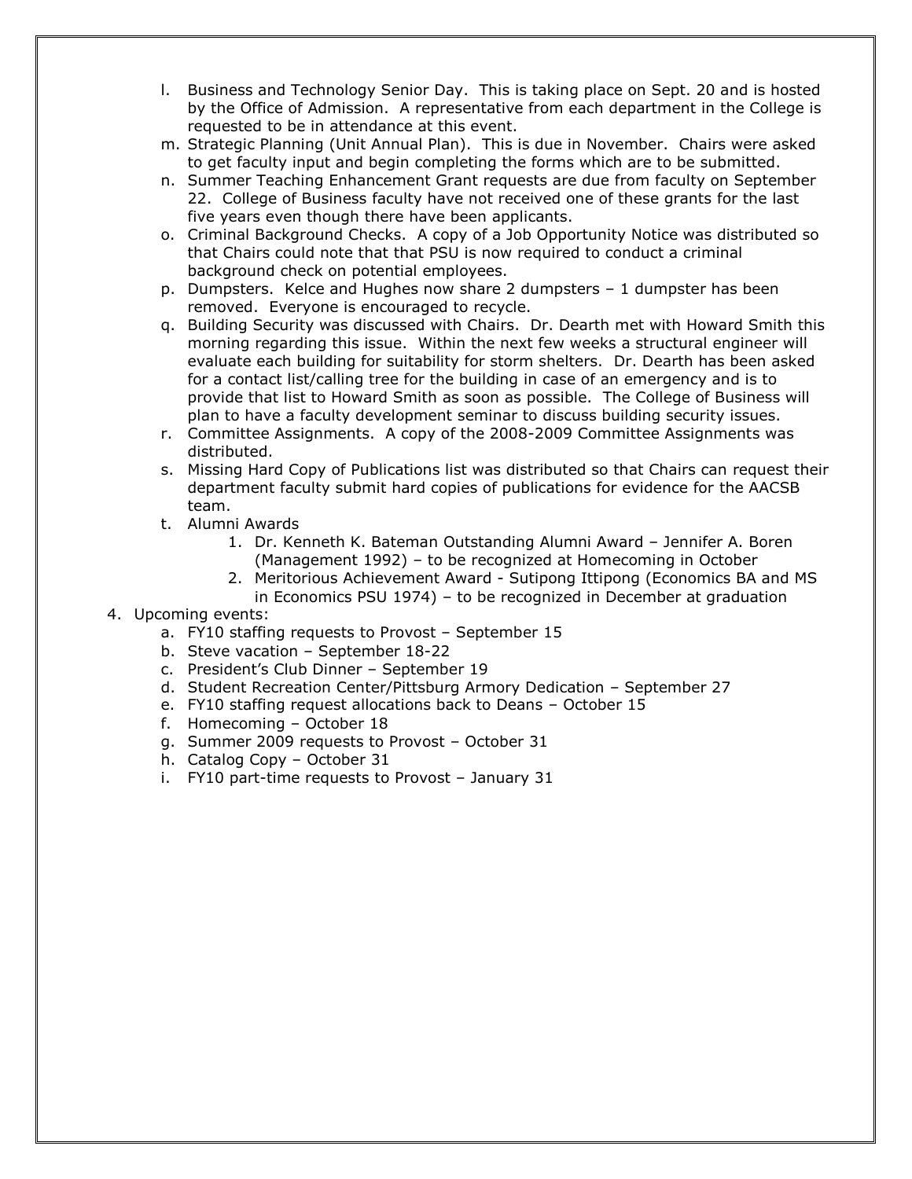l. Business and Technology Senior Day. This is taking place on Sept. 20 and is hosted by the Office of Admission. A representative from each department in the College is requested to be in attendance at this event.

m. Strategic Planning (Unit Annual Plan). This is due in November. Chairs were asked to get faculty input and begin completing the forms which are to be submitted.

n. Summer Teaching Enhancement Grant requests are due from faculty on September 22. College of Business faculty have not received one of these grants for the last five years even though there have been applicants.

o. Criminal Background Checks. A copy of a Job Opportunity Notice was distributed so that Chairs could note that that PSU is now required to conduct a criminal background check on potential employees.

p. Dumpsters. Kelce and Hughes now share 2 dumpsters – 1 dumpster has been removed. Everyone is encouraged to recycle.

q. Building Security was discussed with Chairs. Dr. Dearth met with Howard Smith this morning regarding this issue. Within the next few weeks a structural engineer will evaluate each building for suitability for storm shelters. Dr. Dearth has been asked for a contact list/calling tree for the building in case of an emergency and is to provide that list to Howard Smith as soon as possible. The College of Business will plan to have a faculty development seminar to discuss building security issues.

r. Committee Assignments. A copy of the 2008-2009 Committee Assignments was distributed.

s. Missing Hard Copy of Publications list was distributed so that Chairs can request their department faculty submit hard copies of publications for evidence for the AACSB team.

t. Alumni Awards
   1. Dr. Kenneth K. Bateman Outstanding Alumni Award – Jennifer A. Boren (Management 1992) – to be recognized at Homecoming in October
   2. Meritorious Achievement Award - Sutipong Ittipong (Economics BA and MS in Economics PSU 1974) – to be recognized in December at graduation

4. Upcoming events:
   a. FY10 staffing requests to Provost – September 15
   b. Steve vacation – September 18-22
   c. President's Club Dinner – September 19
   d. Student Recreation Center/Pittsburg Armory Dedication – September 27
   e. FY10 staffing request allocations back to Deans – October 15
   f. Homecoming – October 18
   g. Summer 2009 requests to Provost – October 31
   h. Catalog Copy – October 31
   i. FY10 part-time requests to Provost – January 31